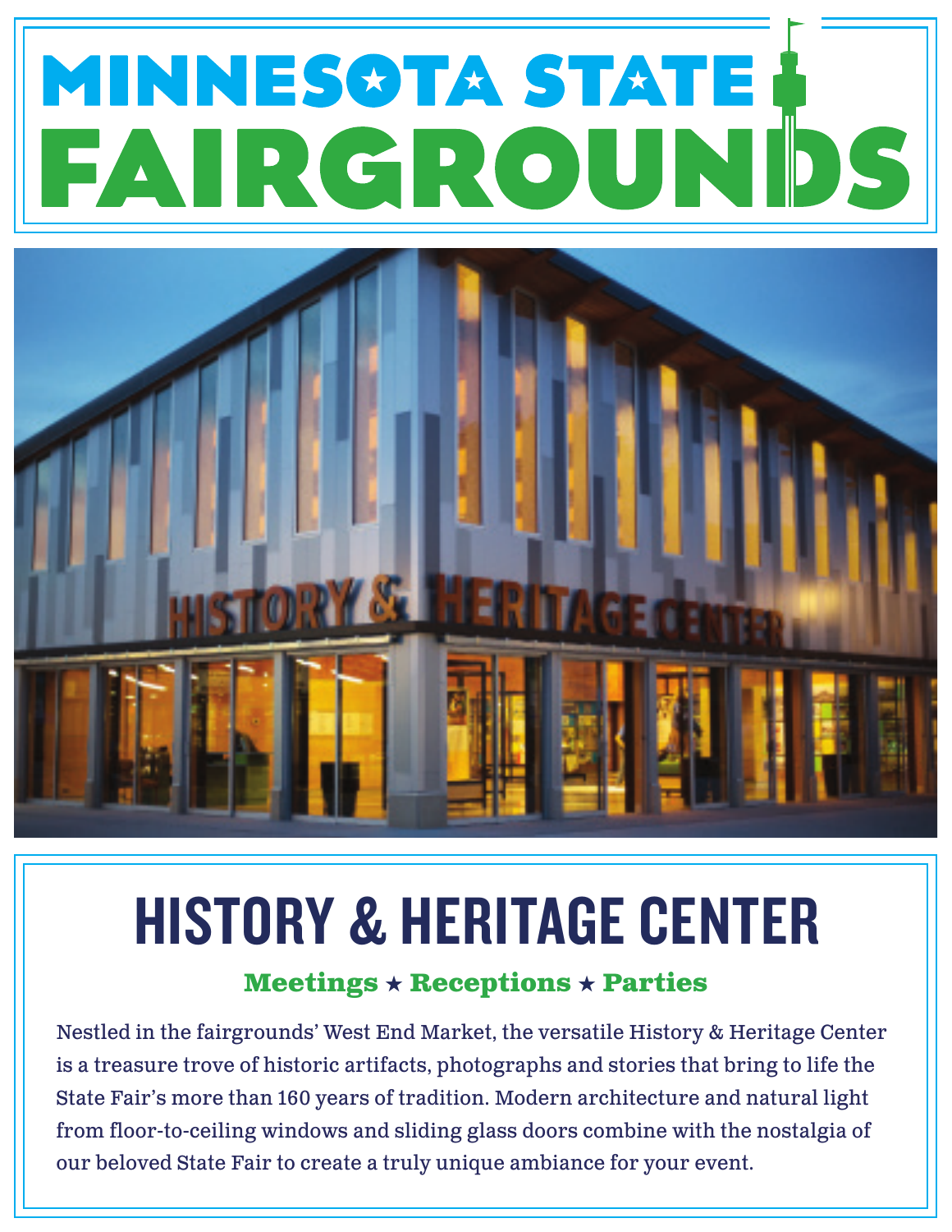# MINNESOTA STATE FAIRGROUNDS

## HISTORY & HERITAGE CENTER

**Meetings ★ Receptions ★ Parties**

Nestled in the fairgrounds' West End Market, the versatile History & Heritage Center is a treasure trove of historic artifacts, photographs and stories that bring to life the State Fair's more than 160 years of tradition. Modern architecture and natural light from floor-to-ceiling windows and sliding glass doors combine with the nostalgia of our beloved State Fair to create a truly unique ambiance for your event.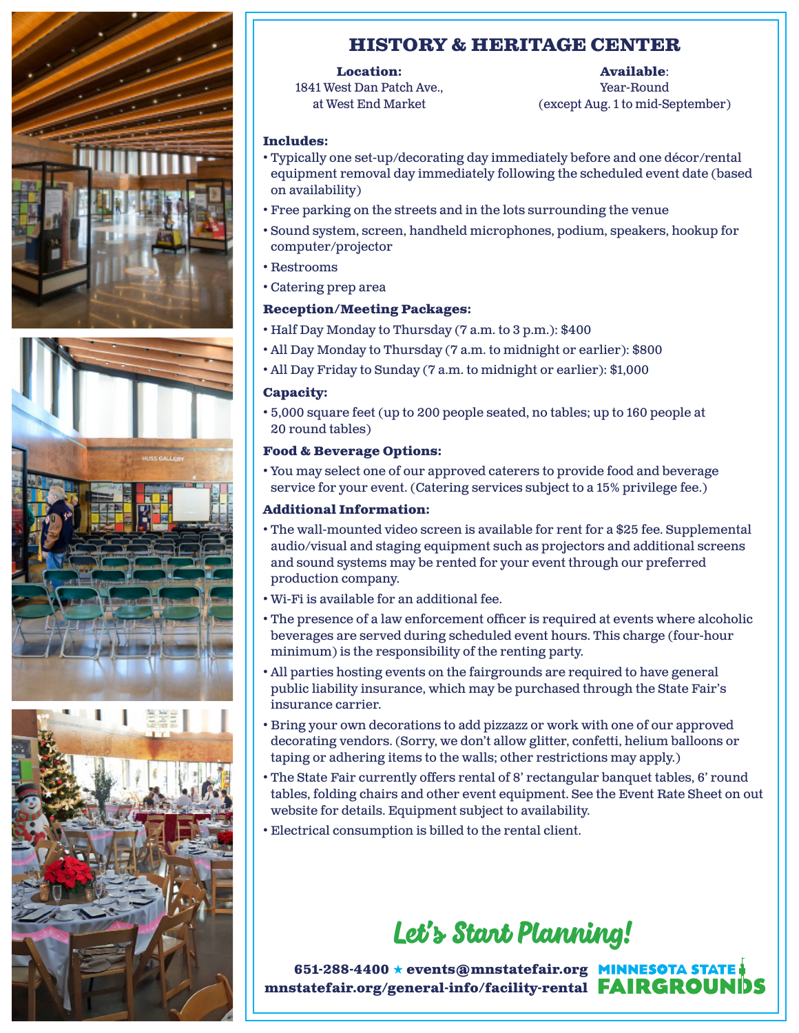# HISTORY & HERITAGE CENTER

**Location:**
1841 West Dan Patch Ave.,
at West End Market

**Available**:
Year-Round
(except Aug. 1 to mid-September)

### Includes:

- Typically one set-up/decorating day immediately before and one décor/rental equipment removal day immediately following the scheduled event date (based on availability)
- Free parking on the streets and in the lots surrounding the venue
- Sound system, screen, handheld microphones, podium, speakers, hookup for computer/projector
- Restrooms
- Catering prep area

### Reception/Meeting Packages:

- Half Day Monday to Thursday (7 a.m. to 3 p.m.): $400
- All Day Monday to Thursday (7 a.m. to midnight or earlier): $800
- All Day Friday to Sunday (7 a.m. to midnight or earlier): $1,000

### Capacity:

- 5,000 square feet (up to 200 people seated, no tables; up to 160 people at 20 round tables)

### Food & Beverage Options:

- You may select one of our approved caterers to provide food and beverage service for your event. (Catering services subject to a 15% privilege fee.)

### Additional Information:

- The wall-mounted video screen is available for rent for a $25 fee. Supplemental audio/visual and staging equipment such as projectors and additional screens and sound systems may be rented for your event through our preferred production company.
- Wi-Fi is available for an additional fee.
- The presence of a law enforcement officer is required at events where alcoholic beverages are served during scheduled event hours. This charge (four-hour minimum) is the responsibility of the renting party.
- All parties hosting events on the fairgrounds are required to have general public liability insurance, which may be purchased through the State Fair's insurance carrier.
- Bring your own decorations to add pizzazz or work with one of our approved decorating vendors. (Sorry, we don't allow glitter, confetti, helium balloons or taping or adhering items to the walls; other restrictions may apply.)
- The State Fair currently offers rental of 8' rectangular banquet tables, 6' round tables, folding chairs and other event equipment. See the Event Rate Sheet on out website for details. Equipment subject to availability.
- Electrical consumption is billed to the rental client.

## Let's Start Planning!

**651-288-4400 ★ events@mnstatefair.org**
**mnstatefair.org/general-info/facility-rental**

MINNESOTA STATE FAIRGROUNDS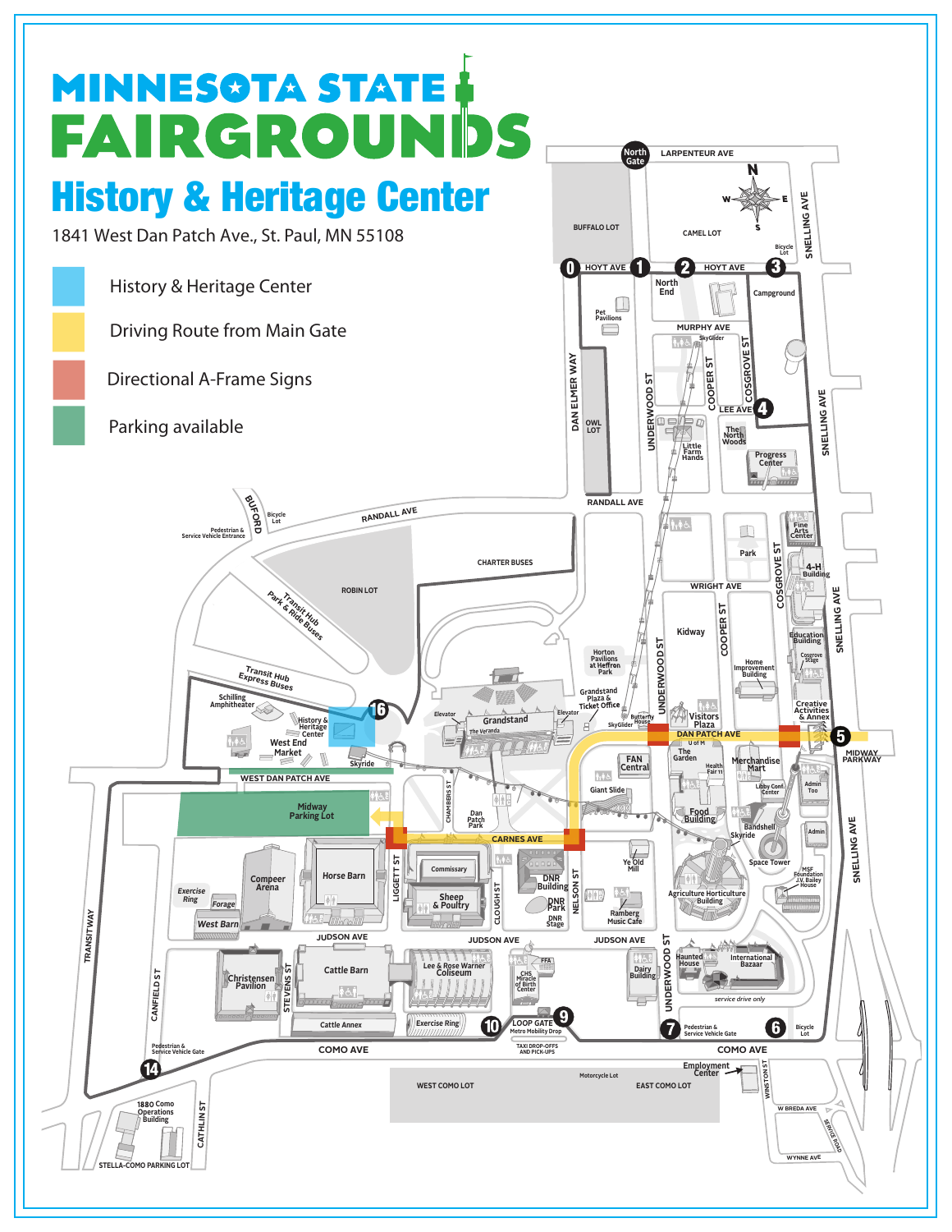# MINNESOTA STATE FAIRGROUNDS

## History & Heritage Center

1841 West Dan Patch Ave., St. Paul, MN 55108

- History & Heritage Center
- Driving Route from Main Gate
- Directional A-Frame Signs
- Parking available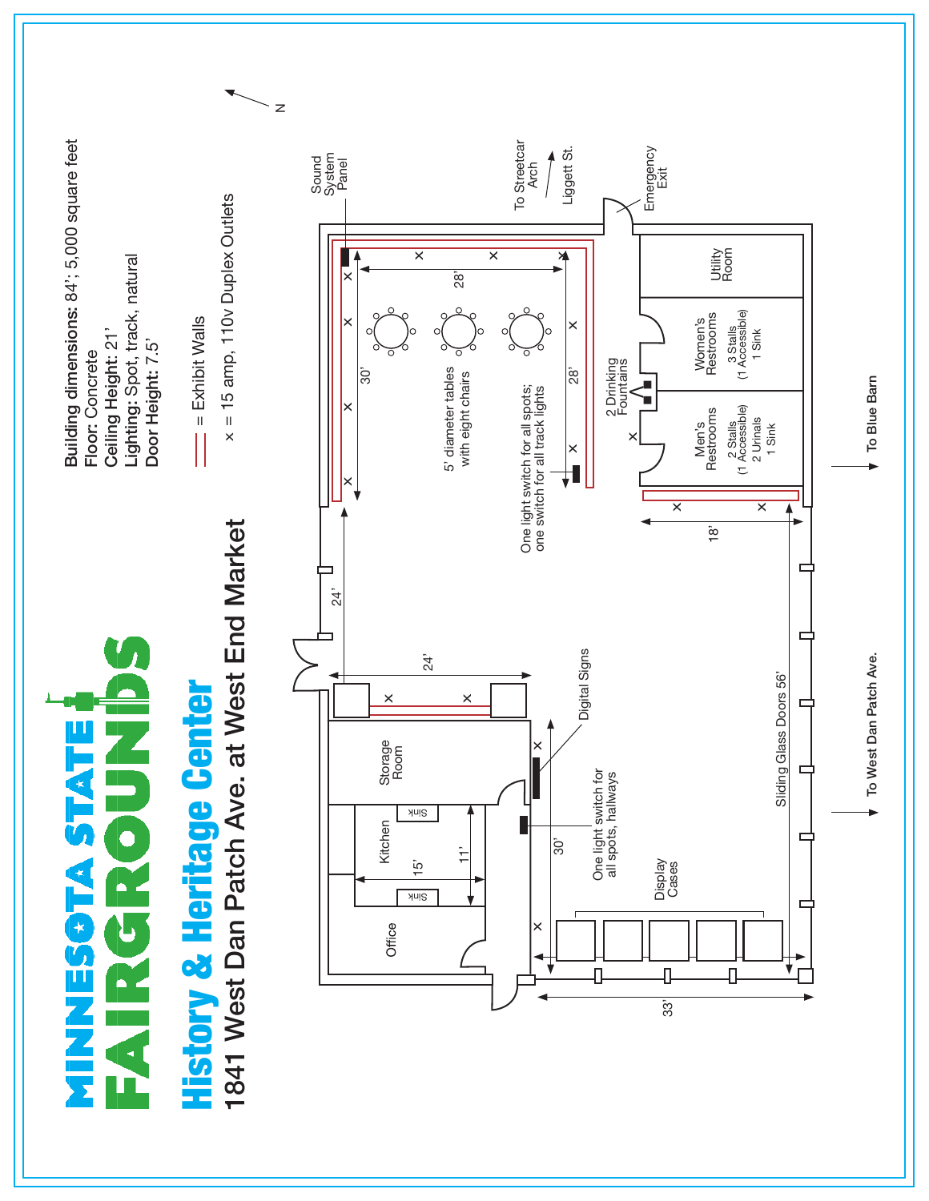# MINNESOTA STATE FAIRGROUNDS

## History & Heritage Center

## 1841 West Dan Patch Ave. at West End Market

Building dimensions: 84'; 5,000 square feet
Floor: Concrete
Ceiling Height: 21'
Lighting: Spot, track, natural
Door Height: 7.5'

= Exhibit Walls

x = 15 amp, 110v Duplex Outlets

N

Sound System Panel

To Streetcar Arch

Liggett St.

Emergency Exit

Utility Room

Women's Restrooms
3 Stalls (1 Accessible)
1 Sink

2 Drinking Fountains

Men's Restrooms
2 Stalls (1 Accessible)
2 Urinals
1 Sink

To Blue Barn

To West Dan Patch Ave.

30'

28'

28'

5' diameter tables with eight chairs

One light switch for all spots; one switch for all track lights

18'

24'

24'

Storage Room

Kitchen

Sink

Sink

15'

11'

Office

Digital Signs

One light switch for all spots, hallways

30'

Display Cases

Sliding Glass Doors 56'

33'